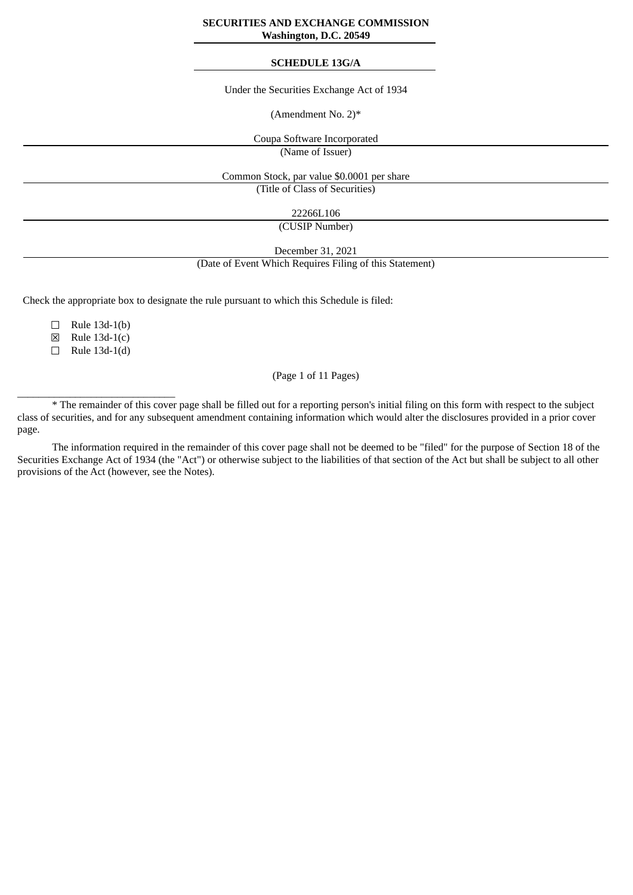**SECURITIES AND EXCHANGE COMMISSION**
**Washington, D.C. 20549**

**SCHEDULE 13G/A**

Under the Securities Exchange Act of 1934

(Amendment No. 2)*

Coupa Software Incorporated
(Name of Issuer)

Common Stock, par value $0.0001 per share
(Title of Class of Securities)

22266L106
(CUSIP Number)

December 31, 2021
(Date of Event Which Requires Filing of this Statement)

Check the appropriate box to designate the rule pursuant to which this Schedule is filed:

☐ Rule 13d-1(b)
☒ Rule 13d-1(c)
☐ Rule 13d-1(d)

(Page 1 of 11 Pages)

______________________________

\* The remainder of this cover page shall be filled out for a reporting person's initial filing on this form with respect to the subject class of securities, and for any subsequent amendment containing information which would alter the disclosures provided in a prior cover page.

The information required in the remainder of this cover page shall not be deemed to be "filed" for the purpose of Section 18 of the Securities Exchange Act of 1934 (the "Act") or otherwise subject to the liabilities of that section of the Act but shall be subject to all other provisions of the Act (however, see the Notes).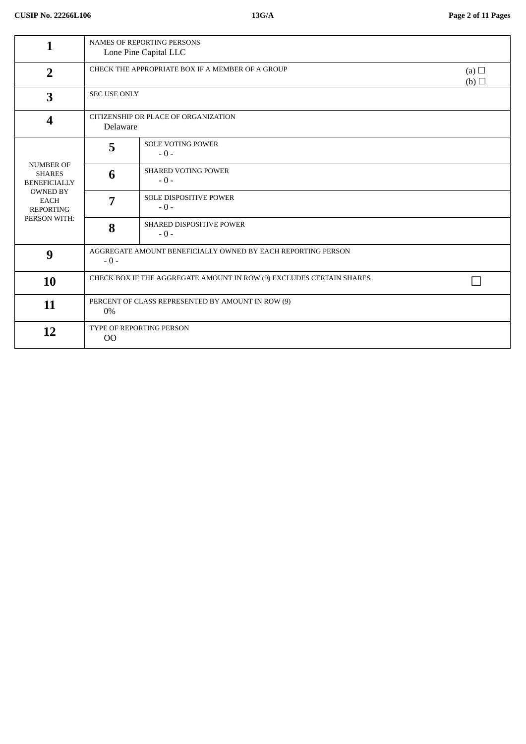| | | | |
|---|---|---|---|
| 1 | NAMES OF REPORTING PERSONS<br>Lone Pine Capital LLC | | |
| 2 | CHECK THE APPROPRIATE BOX IF A MEMBER OF A GROUP | | (a) ☐<br>(b) ☐ |
| 3 | SEC USE ONLY | | |
| 4 | CITIZENSHIP OR PLACE OF ORGANIZATION<br>Delaware | | |
| NUMBER OF SHARES BENEFICIALLY OWNED BY EACH REPORTING PERSON WITH: | 5 | SOLE VOTING POWER<br>- 0 - | |
| | 6 | SHARED VOTING POWER<br>- 0 - | |
| | 7 | SOLE DISPOSITIVE POWER<br>- 0 - | |
| | 8 | SHARED DISPOSITIVE POWER<br>- 0 - | |
| 9 | AGGREGATE AMOUNT BENEFICIALLY OWNED BY EACH REPORTING PERSON<br>- 0 - | | |
| 10 | CHECK BOX IF THE AGGREGATE AMOUNT IN ROW (9) EXCLUDES CERTAIN SHARES | | ☐ |
| 11 | PERCENT OF CLASS REPRESENTED BY AMOUNT IN ROW (9)<br>0% | | |
| 12 | TYPE OF REPORTING PERSON<br>OO | | |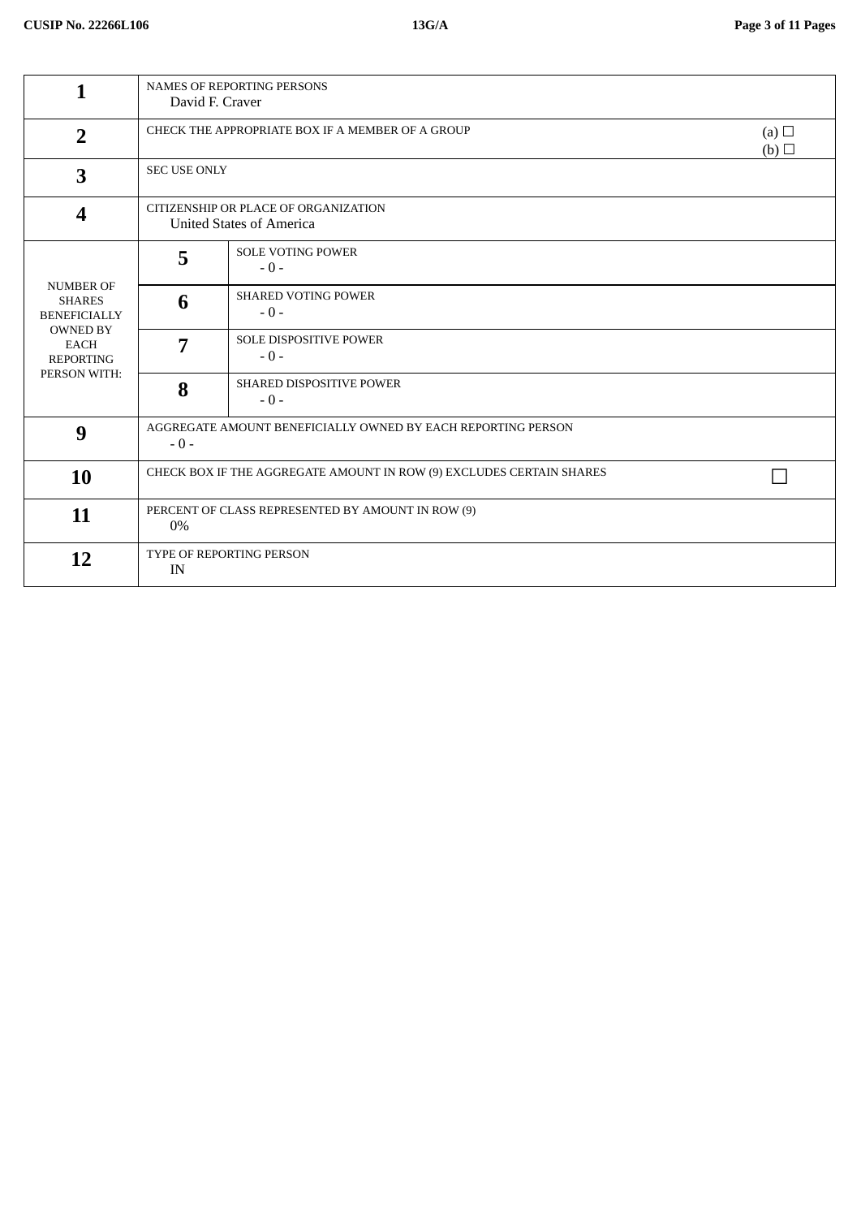| | | | |
|---|---|---|---|
| 1 | NAMES OF REPORTING PERSONS<br>David F. Craver | | |
| 2 | CHECK THE APPROPRIATE BOX IF A MEMBER OF A GROUP | | (a) ☐<br>(b) ☐ |
| 3 | SEC USE ONLY | | |
| 4 | CITIZENSHIP OR PLACE OF ORGANIZATION<br>United States of America | | |
| NUMBER OF SHARES BENEFICIALLY OWNED BY EACH REPORTING PERSON WITH: | 5 | SOLE VOTING POWER<br>- 0 - | |
| | 6 | SHARED VOTING POWER<br>- 0 - | |
| | 7 | SOLE DISPOSITIVE POWER<br>- 0 - | |
| | 8 | SHARED DISPOSITIVE POWER<br>- 0 - | |
| 9 | AGGREGATE AMOUNT BENEFICIALLY OWNED BY EACH REPORTING PERSON<br>- 0 - | | |
| 10 | CHECK BOX IF THE AGGREGATE AMOUNT IN ROW (9) EXCLUDES CERTAIN SHARES | | ☐ |
| 11 | PERCENT OF CLASS REPRESENTED BY AMOUNT IN ROW (9)<br>0% | | |
| 12 | TYPE OF REPORTING PERSON<br>IN | | |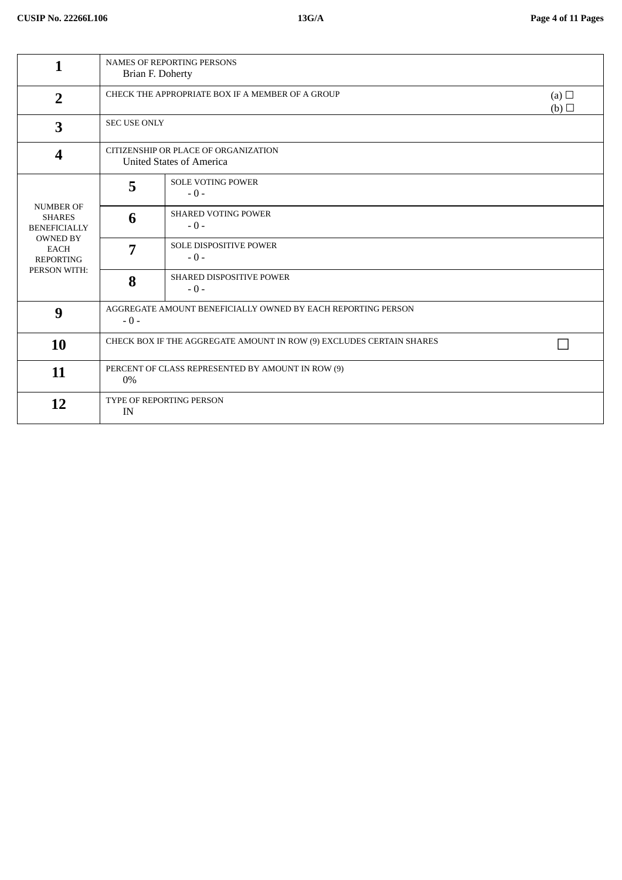| | | | |
|---|---|---|---|
| 1 | NAMES OF REPORTING PERSONS<br>Brian F. Doherty | | |
| 2 | CHECK THE APPROPRIATE BOX IF A MEMBER OF A GROUP | | (a) ☐<br>(b) ☐ |
| 3 | SEC USE ONLY | | |
| 4 | CITIZENSHIP OR PLACE OF ORGANIZATION<br>United States of America | | |
| NUMBER OF SHARES BENEFICIALLY OWNED BY EACH REPORTING PERSON WITH: | 5 | SOLE VOTING POWER<br>- 0 - | |
| | 6 | SHARED VOTING POWER<br>- 0 - | |
| | 7 | SOLE DISPOSITIVE POWER<br>- 0 - | |
| | 8 | SHARED DISPOSITIVE POWER<br>- 0 - | |
| 9 | AGGREGATE AMOUNT BENEFICIALLY OWNED BY EACH REPORTING PERSON<br>- 0 - | | |
| 10 | CHECK BOX IF THE AGGREGATE AMOUNT IN ROW (9) EXCLUDES CERTAIN SHARES | | ☐ |
| 11 | PERCENT OF CLASS REPRESENTED BY AMOUNT IN ROW (9)<br>0% | | |
| 12 | TYPE OF REPORTING PERSON<br>IN | | |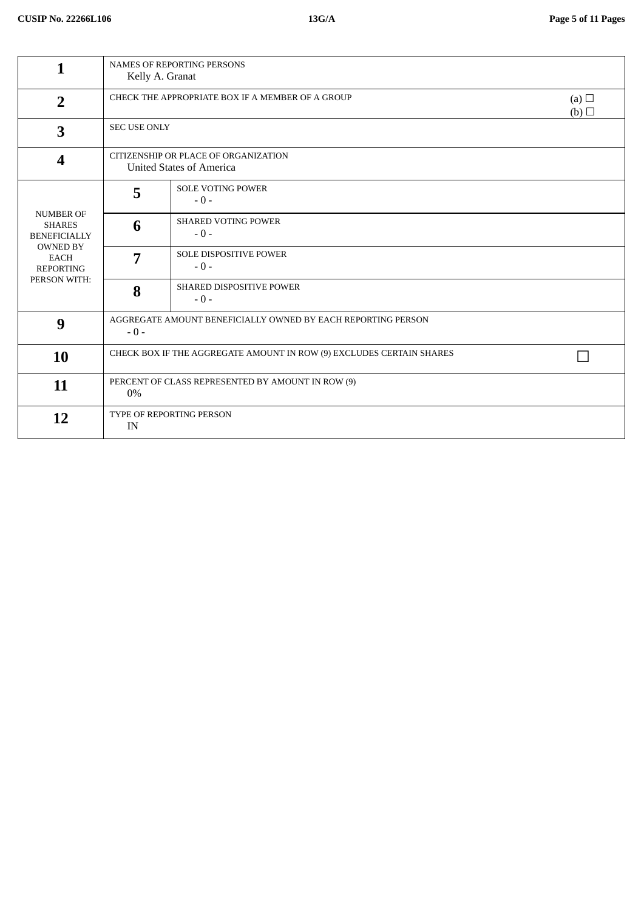| 1 | NAMES OF REPORTING PERSONS<br>Kelly A. Granat | | |
|---|---|---|---|
| 2 | CHECK THE APPROPRIATE BOX IF A MEMBER OF A GROUP | | (a) ☐<br>(b) ☐ |
| 3 | SEC USE ONLY | | |
| 4 | CITIZENSHIP OR PLACE OF ORGANIZATION<br>United States of America | | |
| NUMBER OF SHARES BENEFICIALLY OWNED BY EACH REPORTING PERSON WITH: | 5 | SOLE VOTING POWER<br>- 0 - | |
| | 6 | SHARED VOTING POWER<br>- 0 - | |
| | 7 | SOLE DISPOSITIVE POWER<br>- 0 - | |
| | 8 | SHARED DISPOSITIVE POWER<br>- 0 - | |
| 9 | AGGREGATE AMOUNT BENEFICIALLY OWNED BY EACH REPORTING PERSON<br>- 0 - | | |
| 10 | CHECK BOX IF THE AGGREGATE AMOUNT IN ROW (9) EXCLUDES CERTAIN SHARES | | ☐ |
| 11 | PERCENT OF CLASS REPRESENTED BY AMOUNT IN ROW (9)<br>0% | | |
| 12 | TYPE OF REPORTING PERSON<br>IN | | |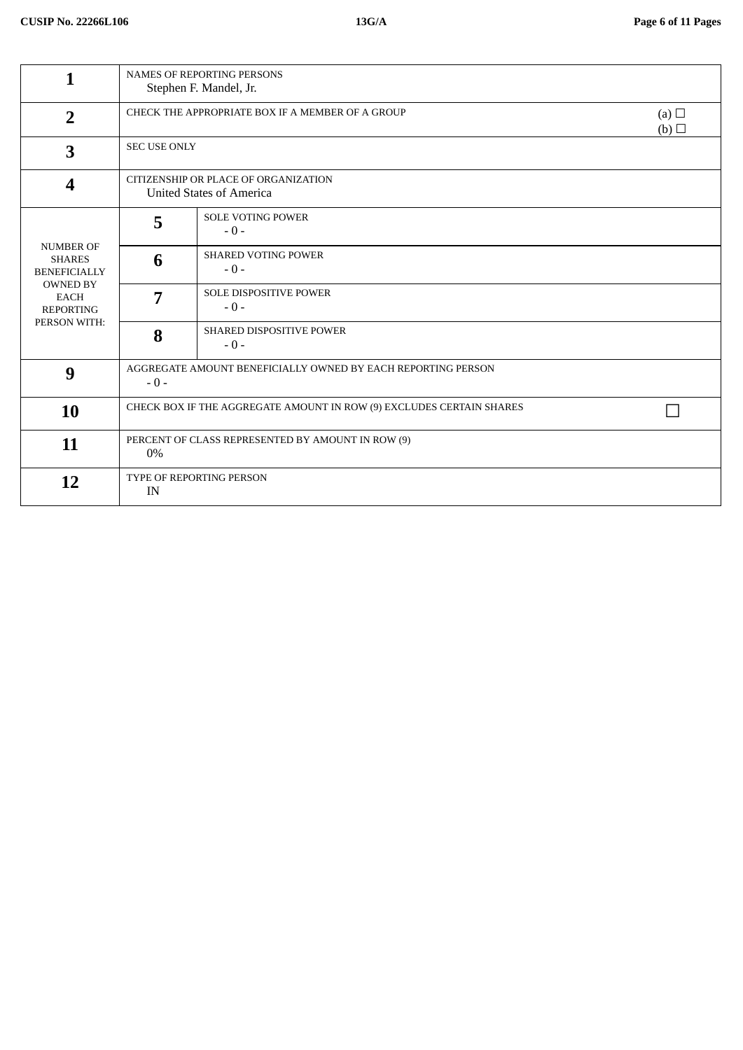| | | | |
|---|---|---|---|
| **1** | NAMES OF REPORTING PERSONS<br>Stephen F. Mandel, Jr. | | |
| **2** | CHECK THE APPROPRIATE BOX IF A MEMBER OF A GROUP | | (a) ☐<br>(b) ☐ |
| **3** | SEC USE ONLY | | |
| **4** | CITIZENSHIP OR PLACE OF ORGANIZATION<br>United States of America | | |
| NUMBER OF SHARES BENEFICIALLY OWNED BY EACH REPORTING PERSON WITH: | **5** | SOLE VOTING POWER<br>- 0 - | |
| | **6** | SHARED VOTING POWER<br>- 0 - | |
| | **7** | SOLE DISPOSITIVE POWER<br>- 0 - | |
| | **8** | SHARED DISPOSITIVE POWER<br>- 0 - | |
| **9** | AGGREGATE AMOUNT BENEFICIALLY OWNED BY EACH REPORTING PERSON<br>- 0 - | | |
| **10** | CHECK BOX IF THE AGGREGATE AMOUNT IN ROW (9) EXCLUDES CERTAIN SHARES | | ☐ |
| **11** | PERCENT OF CLASS REPRESENTED BY AMOUNT IN ROW (9)<br>0% | | |
| **12** | TYPE OF REPORTING PERSON<br>IN | | |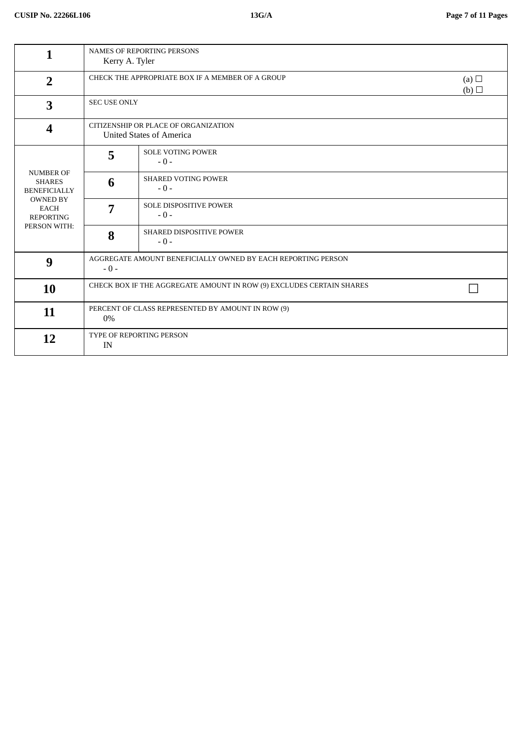| | | | |
|---|---|---|---|
| **1** | NAMES OF REPORTING PERSONS<br>Kerry A. Tyler | | |
| **2** | CHECK THE APPROPRIATE BOX IF A MEMBER OF A GROUP | | (a) ☐<br>(b) ☐ |
| **3** | SEC USE ONLY | | |
| **4** | CITIZENSHIP OR PLACE OF ORGANIZATION<br>United States of America | | |
| NUMBER OF SHARES BENEFICIALLY OWNED BY EACH REPORTING PERSON WITH: | **5** | SOLE VOTING POWER<br>- 0 - | |
| | **6** | SHARED VOTING POWER<br>- 0 - | |
| | **7** | SOLE DISPOSITIVE POWER<br>- 0 - | |
| | **8** | SHARED DISPOSITIVE POWER<br>- 0 - | |
| **9** | AGGREGATE AMOUNT BENEFICIALLY OWNED BY EACH REPORTING PERSON<br>- 0 - | | |
| **10** | CHECK BOX IF THE AGGREGATE AMOUNT IN ROW (9) EXCLUDES CERTAIN SHARES | | ☐ |
| **11** | PERCENT OF CLASS REPRESENTED BY AMOUNT IN ROW (9)<br>0% | | |
| **12** | TYPE OF REPORTING PERSON<br>IN | | |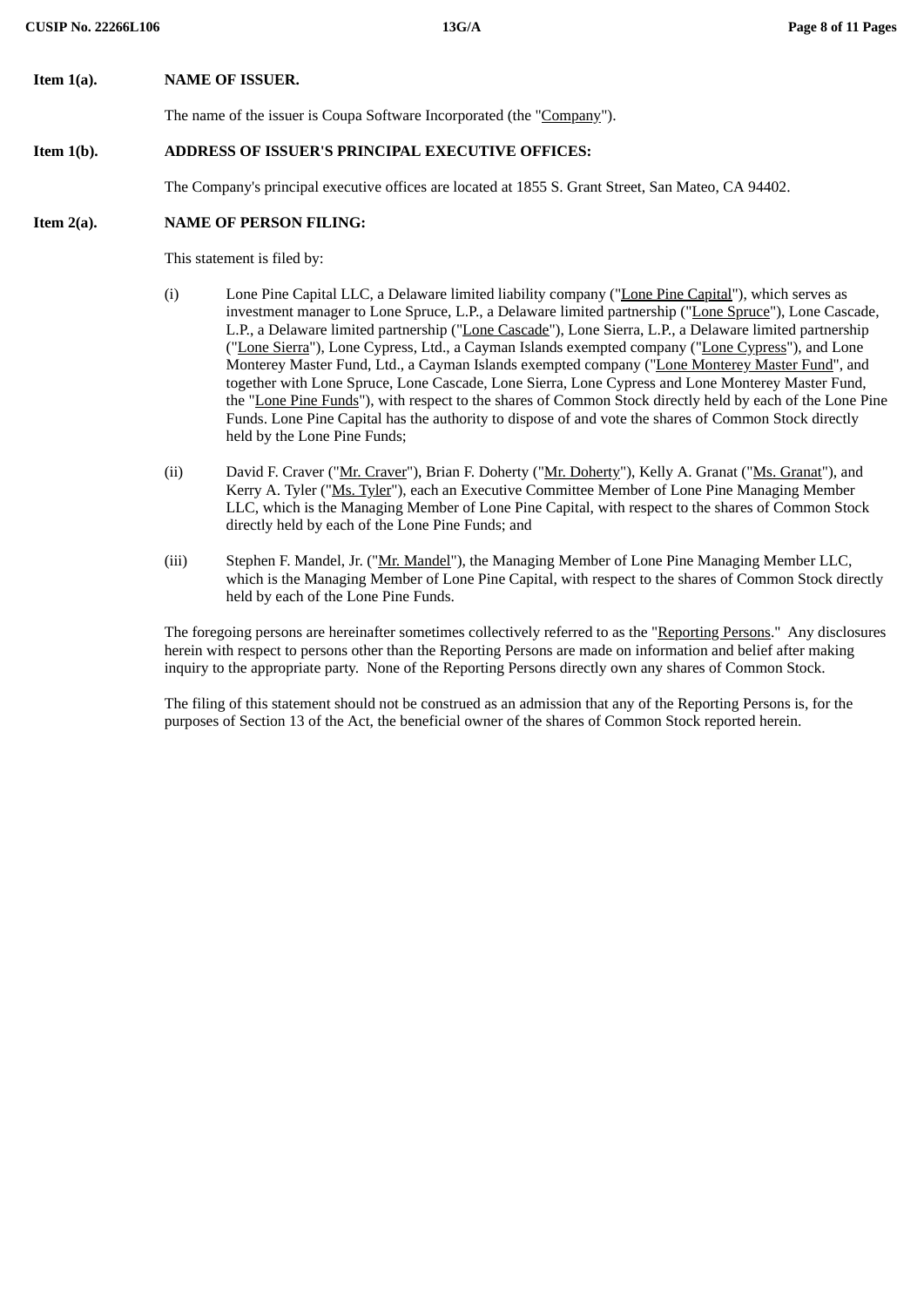**Item 1(a).** **NAME OF ISSUER.**

The name of the issuer is Coupa Software Incorporated (the "Company").

**Item 1(b).** **ADDRESS OF ISSUER'S PRINCIPAL EXECUTIVE OFFICES:**

The Company's principal executive offices are located at 1855 S. Grant Street, San Mateo, CA 94402.

**Item 2(a).** **NAME OF PERSON FILING:**

This statement is filed by:

(i) Lone Pine Capital LLC, a Delaware limited liability company ("Lone Pine Capital"), which serves as investment manager to Lone Spruce, L.P., a Delaware limited partnership ("Lone Spruce"), Lone Cascade, L.P., a Delaware limited partnership ("Lone Cascade"), Lone Sierra, L.P., a Delaware limited partnership ("Lone Sierra"), Lone Cypress, Ltd., a Cayman Islands exempted company ("Lone Cypress"), and Lone Monterey Master Fund, Ltd., a Cayman Islands exempted company ("Lone Monterey Master Fund", and together with Lone Spruce, Lone Cascade, Lone Sierra, Lone Cypress and Lone Monterey Master Fund, the "Lone Pine Funds"), with respect to the shares of Common Stock directly held by each of the Lone Pine Funds. Lone Pine Capital has the authority to dispose of and vote the shares of Common Stock directly held by the Lone Pine Funds;

(ii) David F. Craver ("Mr. Craver"), Brian F. Doherty ("Mr. Doherty"), Kelly A. Granat ("Ms. Granat"), and Kerry A. Tyler ("Ms. Tyler"), each an Executive Committee Member of Lone Pine Managing Member LLC, which is the Managing Member of Lone Pine Capital, with respect to the shares of Common Stock directly held by each of the Lone Pine Funds; and

(iii) Stephen F. Mandel, Jr. ("Mr. Mandel"), the Managing Member of Lone Pine Managing Member LLC, which is the Managing Member of Lone Pine Capital, with respect to the shares of Common Stock directly held by each of the Lone Pine Funds.

The foregoing persons are hereinafter sometimes collectively referred to as the "Reporting Persons." Any disclosures herein with respect to persons other than the Reporting Persons are made on information and belief after making inquiry to the appropriate party. None of the Reporting Persons directly own any shares of Common Stock.

The filing of this statement should not be construed as an admission that any of the Reporting Persons is, for the purposes of Section 13 of the Act, the beneficial owner of the shares of Common Stock reported herein.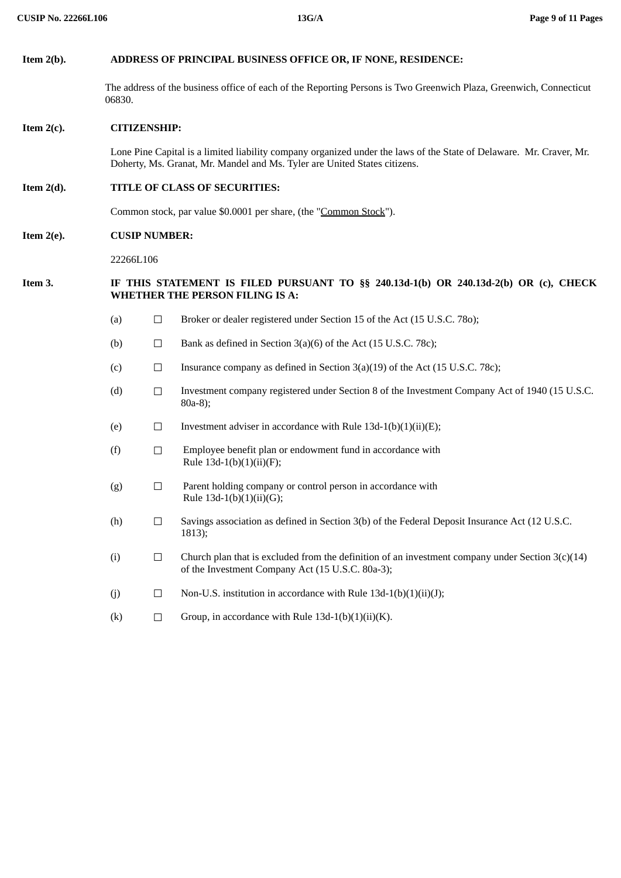**Item 2(b). ADDRESS OF PRINCIPAL BUSINESS OFFICE OR, IF NONE, RESIDENCE:**

The address of the business office of each of the Reporting Persons is Two Greenwich Plaza, Greenwich, Connecticut 06830.

**Item 2(c). CITIZENSHIP:**

Lone Pine Capital is a limited liability company organized under the laws of the State of Delaware. Mr. Craver, Mr. Doherty, Ms. Granat, Mr. Mandel and Ms. Tyler are United States citizens.

**Item 2(d). TITLE OF CLASS OF SECURITIES:**

Common stock, par value $0.0001 per share, (the "Common Stock").

**Item 2(e). CUSIP NUMBER:**

22266L106

**Item 3. IF THIS STATEMENT IS FILED PURSUANT TO §§ 240.13d-1(b) OR 240.13d-2(b) OR (c), CHECK WHETHER THE PERSON FILING IS A:**

(a) ☐ Broker or dealer registered under Section 15 of the Act (15 U.S.C. 78o);

(b) ☐ Bank as defined in Section 3(a)(6) of the Act (15 U.S.C. 78c);

(c) ☐ Insurance company as defined in Section 3(a)(19) of the Act (15 U.S.C. 78c);

(d) ☐ Investment company registered under Section 8 of the Investment Company Act of 1940 (15 U.S.C. 80a-8);

(e) ☐ Investment adviser in accordance with Rule 13d-1(b)(1)(ii)(E);

(f) ☐ Employee benefit plan or endowment fund in accordance with Rule 13d-1(b)(1)(ii)(F);

(g) ☐ Parent holding company or control person in accordance with Rule 13d-1(b)(1)(ii)(G);

(h) ☐ Savings association as defined in Section 3(b) of the Federal Deposit Insurance Act (12 U.S.C. 1813);

(i) ☐ Church plan that is excluded from the definition of an investment company under Section 3(c)(14) of the Investment Company Act (15 U.S.C. 80a-3);

(j) ☐ Non-U.S. institution in accordance with Rule 13d-1(b)(1)(ii)(J);

(k) ☐ Group, in accordance with Rule 13d-1(b)(1)(ii)(K).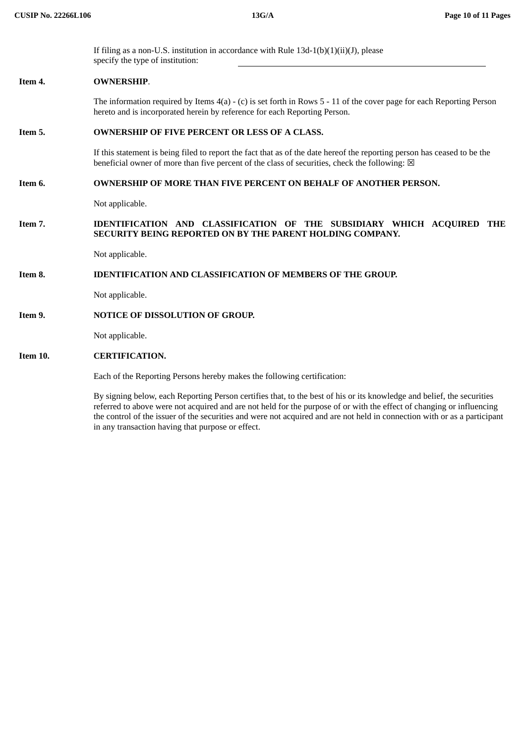If filing as a non-U.S. institution in accordance with Rule 13d-1(b)(1)(ii)(J), please specify the type of institution: \_\_\_\_\_\_\_\_\_\_\_\_\_\_\_\_\_\_\_\_\_\_\_\_\_\_\_\_\_\_

**Item 4.** **OWNERSHIP**.

The information required by Items 4(a) - (c) is set forth in Rows 5 - 11 of the cover page for each Reporting Person hereto and is incorporated herein by reference for each Reporting Person.

**Item 5.** **OWNERSHIP OF FIVE PERCENT OR LESS OF A CLASS.**

If this statement is being filed to report the fact that as of the date hereof the reporting person has ceased to be the beneficial owner of more than five percent of the class of securities, check the following: ☒

**Item 6.** **OWNERSHIP OF MORE THAN FIVE PERCENT ON BEHALF OF ANOTHER PERSON.**

Not applicable.

**Item 7.** **IDENTIFICATION AND CLASSIFICATION OF THE SUBSIDIARY WHICH ACQUIRED THE SECURITY BEING REPORTED ON BY THE PARENT HOLDING COMPANY.**

Not applicable.

**Item 8.** **IDENTIFICATION AND CLASSIFICATION OF MEMBERS OF THE GROUP.**

Not applicable.

**Item 9.** **NOTICE OF DISSOLUTION OF GROUP.**

Not applicable.

**Item 10.** **CERTIFICATION.**

Each of the Reporting Persons hereby makes the following certification:

By signing below, each Reporting Person certifies that, to the best of his or its knowledge and belief, the securities referred to above were not acquired and are not held for the purpose of or with the effect of changing or influencing the control of the issuer of the securities and were not acquired and are not held in connection with or as a participant in any transaction having that purpose or effect.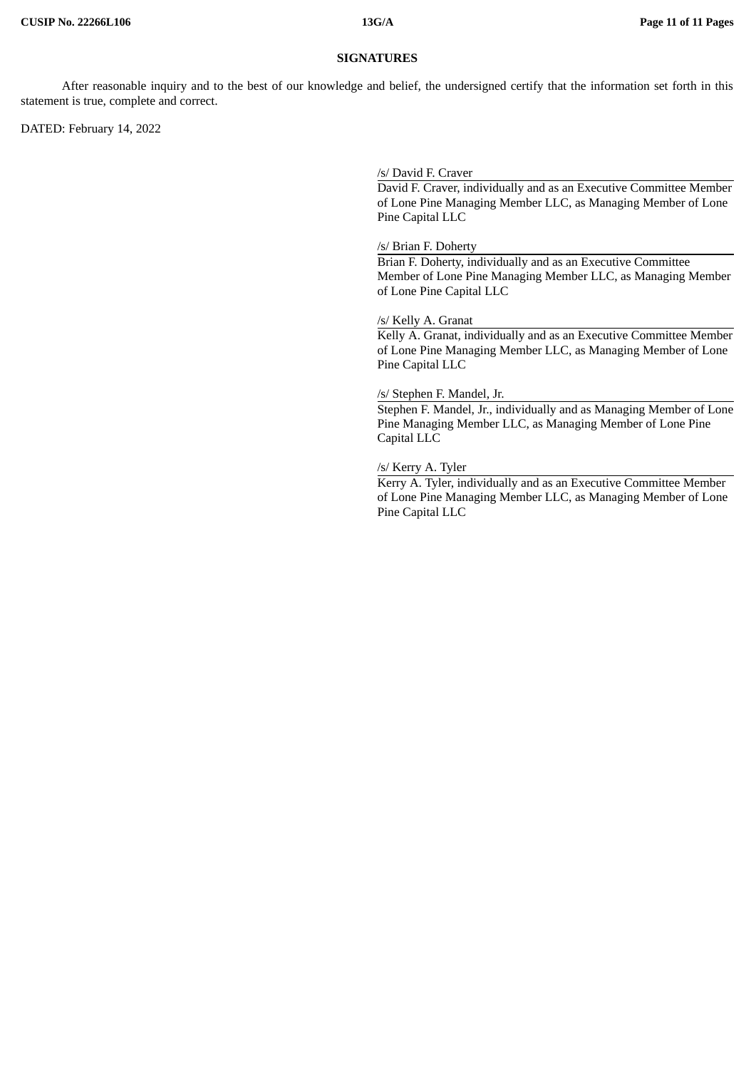## SIGNATURES

After reasonable inquiry and to the best of our knowledge and belief, the undersigned certify that the information set forth in this statement is true, complete and correct.

DATED: February 14, 2022

/s/ David F. Craver
David F. Craver, individually and as an Executive Committee Member of Lone Pine Managing Member LLC, as Managing Member of Lone Pine Capital LLC

/s/ Brian F. Doherty
Brian F. Doherty, individually and as an Executive Committee Member of Lone Pine Managing Member LLC, as Managing Member of Lone Pine Capital LLC

/s/ Kelly A. Granat
Kelly A. Granat, individually and as an Executive Committee Member of Lone Pine Managing Member LLC, as Managing Member of Lone Pine Capital LLC

/s/ Stephen F. Mandel, Jr.
Stephen F. Mandel, Jr., individually and as Managing Member of Lone Pine Managing Member LLC, as Managing Member of Lone Pine Capital LLC

/s/ Kerry A. Tyler
Kerry A. Tyler, individually and as an Executive Committee Member of Lone Pine Managing Member LLC, as Managing Member of Lone Pine Capital LLC